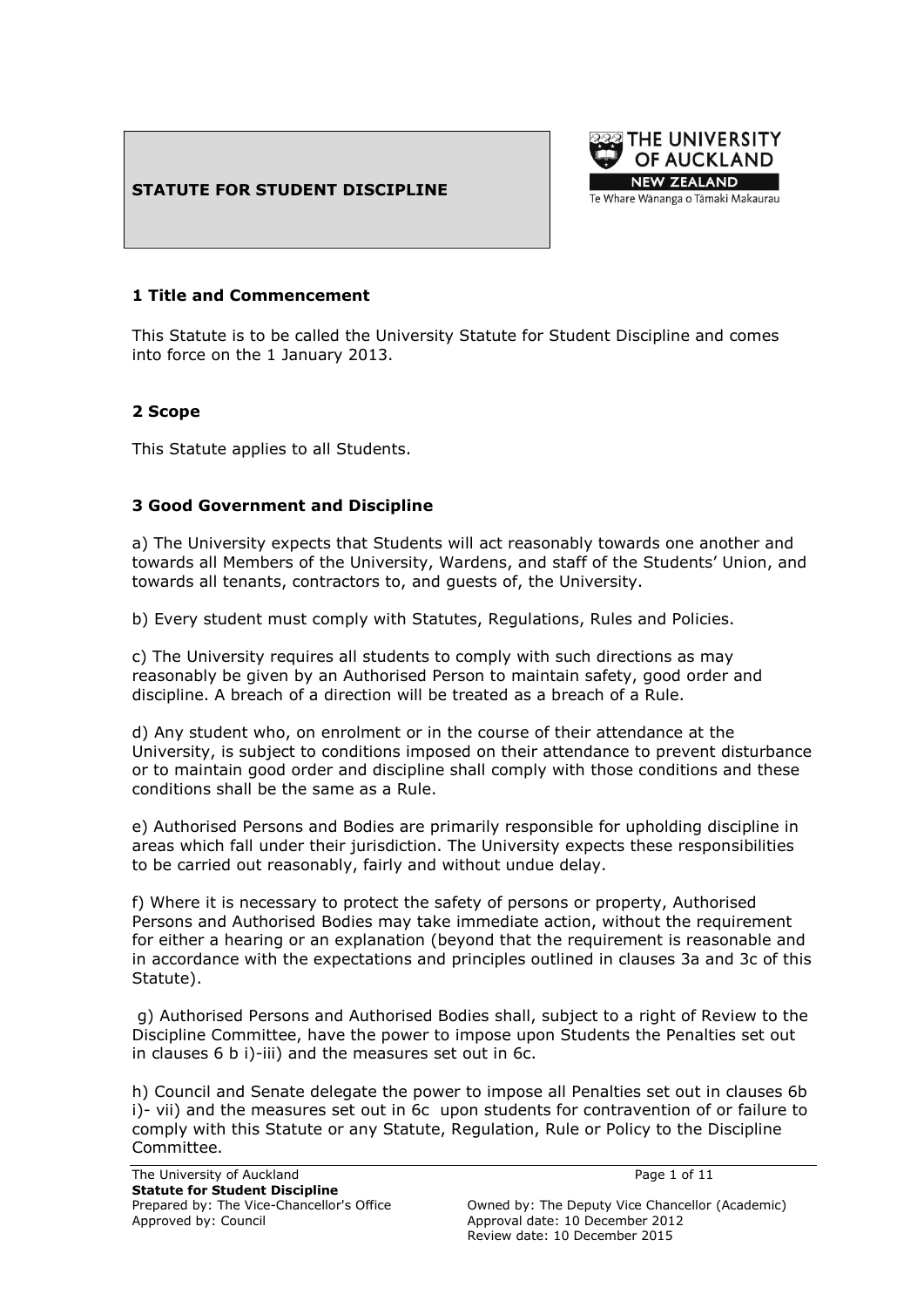# STATUTE FOR STUDENT DISCIPLINE

THE UNIVERSITY OF AUCKLAND
NEW ZEALAND
Te Whare Wānanga o Tāmaki Makaurau

## 1 Title and Commencement

This Statute is to be called the University Statute for Student Discipline and comes into force on the 1 January 2013.

## 2 Scope

This Statute applies to all Students.

## 3 Good Government and Discipline

a) The University expects that Students will act reasonably towards one another and towards all Members of the University, Wardens, and staff of the Students' Union, and towards all tenants, contractors to, and guests of, the University.

b) Every student must comply with Statutes, Regulations, Rules and Policies.

c) The University requires all students to comply with such directions as may reasonably be given by an Authorised Person to maintain safety, good order and discipline. A breach of a direction will be treated as a breach of a Rule.

d) Any student who, on enrolment or in the course of their attendance at the University, is subject to conditions imposed on their attendance to prevent disturbance or to maintain good order and discipline shall comply with those conditions and these conditions shall be the same as a Rule.

e) Authorised Persons and Bodies are primarily responsible for upholding discipline in areas which fall under their jurisdiction. The University expects these responsibilities to be carried out reasonably, fairly and without undue delay.

f) Where it is necessary to protect the safety of persons or property, Authorised Persons and Authorised Bodies may take immediate action, without the requirement for either a hearing or an explanation (beyond that the requirement is reasonable and in accordance with the expectations and principles outlined in clauses 3a and 3c of this Statute).

g) Authorised Persons and Authorised Bodies shall, subject to a right of Review to the Discipline Committee, have the power to impose upon Students the Penalties set out in clauses 6 b i)-iii) and the measures set out in 6c.

h) Council and Senate delegate the power to impose all Penalties set out in clauses 6b i)- vii) and the measures set out in 6c upon students for contravention of or failure to comply with this Statute or any Statute, Regulation, Rule or Policy to the Discipline Committee.

The University of Auckland
**Statute for Student Discipline**
Prepared by: The Vice-Chancellor's Office
Approved by: Council

Owned by: The Deputy Vice Chancellor (Academic)
Approval date: 10 December 2012
Review date: 10 December 2015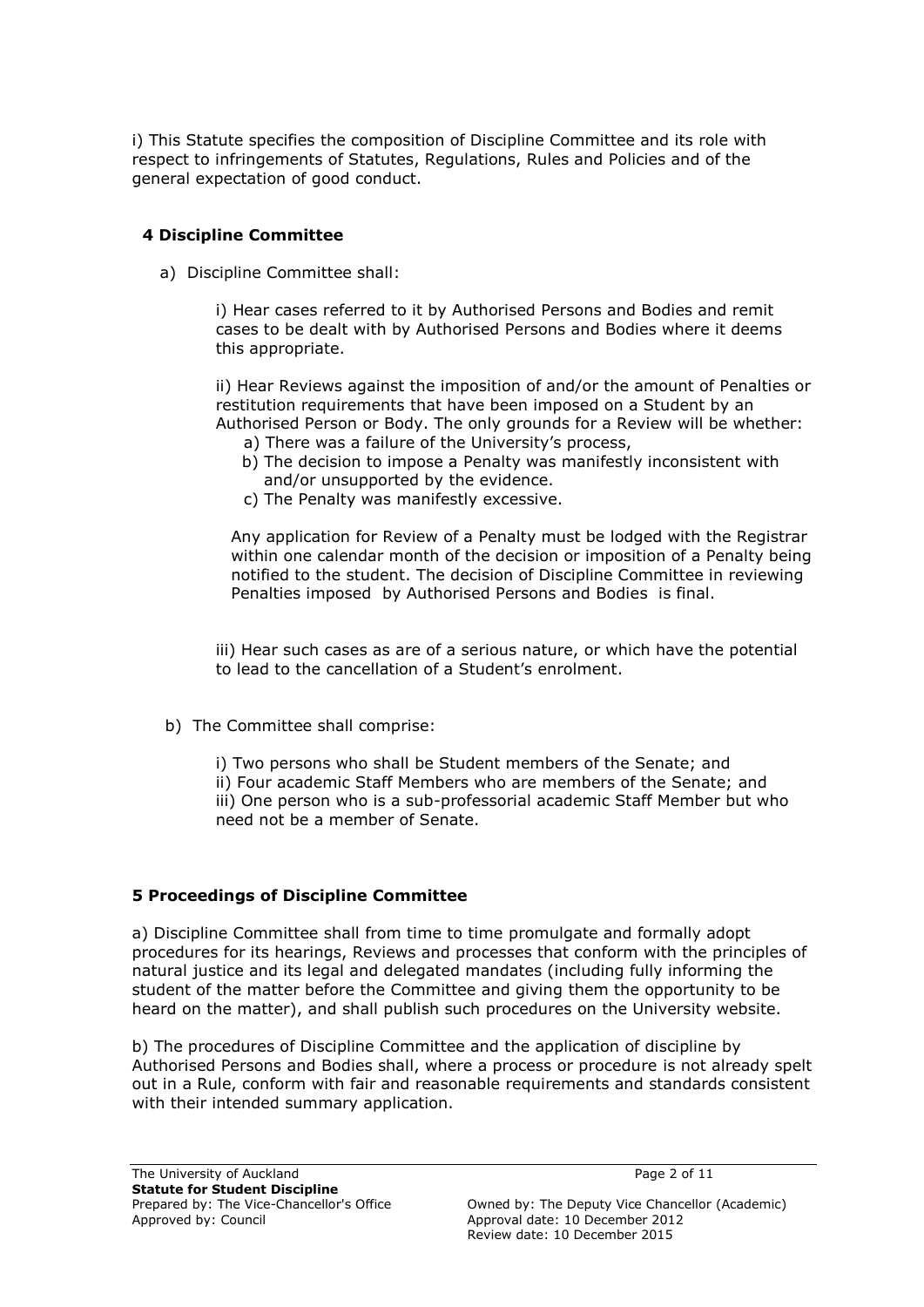i) This Statute specifies the composition of Discipline Committee and its role with respect to infringements of Statutes, Regulations, Rules and Policies and of the general expectation of good conduct.

## 4 Discipline Committee

a) Discipline Committee shall:

i) Hear cases referred to it by Authorised Persons and Bodies and remit cases to be dealt with by Authorised Persons and Bodies where it deems this appropriate.

ii) Hear Reviews against the imposition of and/or the amount of Penalties or restitution requirements that have been imposed on a Student by an Authorised Person or Body. The only grounds for a Review will be whether:

a) There was a failure of the University's process,
b) The decision to impose a Penalty was manifestly inconsistent with and/or unsupported by the evidence.
c) The Penalty was manifestly excessive.

Any application for Review of a Penalty must be lodged with the Registrar within one calendar month of the decision or imposition of a Penalty being notified to the student. The decision of Discipline Committee in reviewing Penalties imposed by Authorised Persons and Bodies is final.

iii) Hear such cases as are of a serious nature, or which have the potential to lead to the cancellation of a Student's enrolment.

b) The Committee shall comprise:

i) Two persons who shall be Student members of the Senate; and
ii) Four academic Staff Members who are members of the Senate; and
iii) One person who is a sub-professorial academic Staff Member but who need not be a member of Senate.

## 5 Proceedings of Discipline Committee

a) Discipline Committee shall from time to time promulgate and formally adopt procedures for its hearings, Reviews and processes that conform with the principles of natural justice and its legal and delegated mandates (including fully informing the student of the matter before the Committee and giving them the opportunity to be heard on the matter), and shall publish such procedures on the University website.

b) The procedures of Discipline Committee and the application of discipline by Authorised Persons and Bodies shall, where a process or procedure is not already spelt out in a Rule, conform with fair and reasonable requirements and standards consistent with their intended summary application.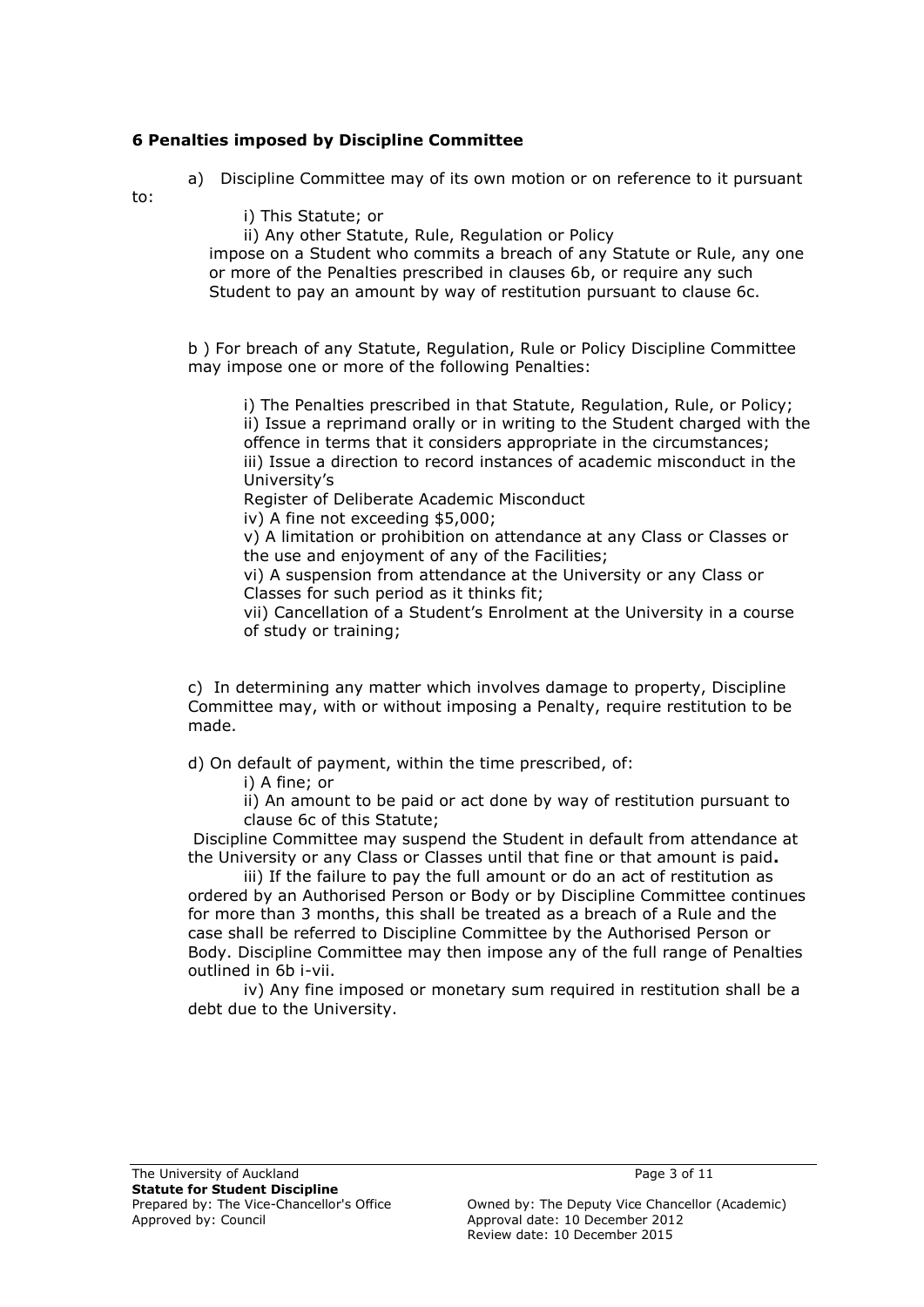### 6 Penalties imposed by Discipline Committee

a) Discipline Committee may of its own motion or on reference to it pursuant to:

i) This Statute; or

ii) Any other Statute, Rule, Regulation or Policy

impose on a Student who commits a breach of any Statute or Rule, any one or more of the Penalties prescribed in clauses 6b, or require any such Student to pay an amount by way of restitution pursuant to clause 6c.

b ) For breach of any Statute, Regulation, Rule or Policy Discipline Committee may impose one or more of the following Penalties:

i) The Penalties prescribed in that Statute, Regulation, Rule, or Policy;
ii) Issue a reprimand orally or in writing to the Student charged with the offence in terms that it considers appropriate in the circumstances;
iii) Issue a direction to record instances of academic misconduct in the University's
Register of Deliberate Academic Misconduct
iv) A fine not exceeding $5,000;
v) A limitation or prohibition on attendance at any Class or Classes or the use and enjoyment of any of the Facilities;
vi) A suspension from attendance at the University or any Class or Classes for such period as it thinks fit;
vii) Cancellation of a Student's Enrolment at the University in a course of study or training;

c) In determining any matter which involves damage to property, Discipline Committee may, with or without imposing a Penalty, require restitution to be made.

d) On default of payment, within the time prescribed, of:

i) A fine; or

ii) An amount to be paid or act done by way of restitution pursuant to clause 6c of this Statute;

Discipline Committee may suspend the Student in default from attendance at the University or any Class or Classes until that fine or that amount is paid**.**

iii) If the failure to pay the full amount or do an act of restitution as ordered by an Authorised Person or Body or by Discipline Committee continues for more than 3 months, this shall be treated as a breach of a Rule and the case shall be referred to Discipline Committee by the Authorised Person or Body. Discipline Committee may then impose any of the full range of Penalties outlined in 6b i-vii.

iv) Any fine imposed or monetary sum required in restitution shall be a debt due to the University.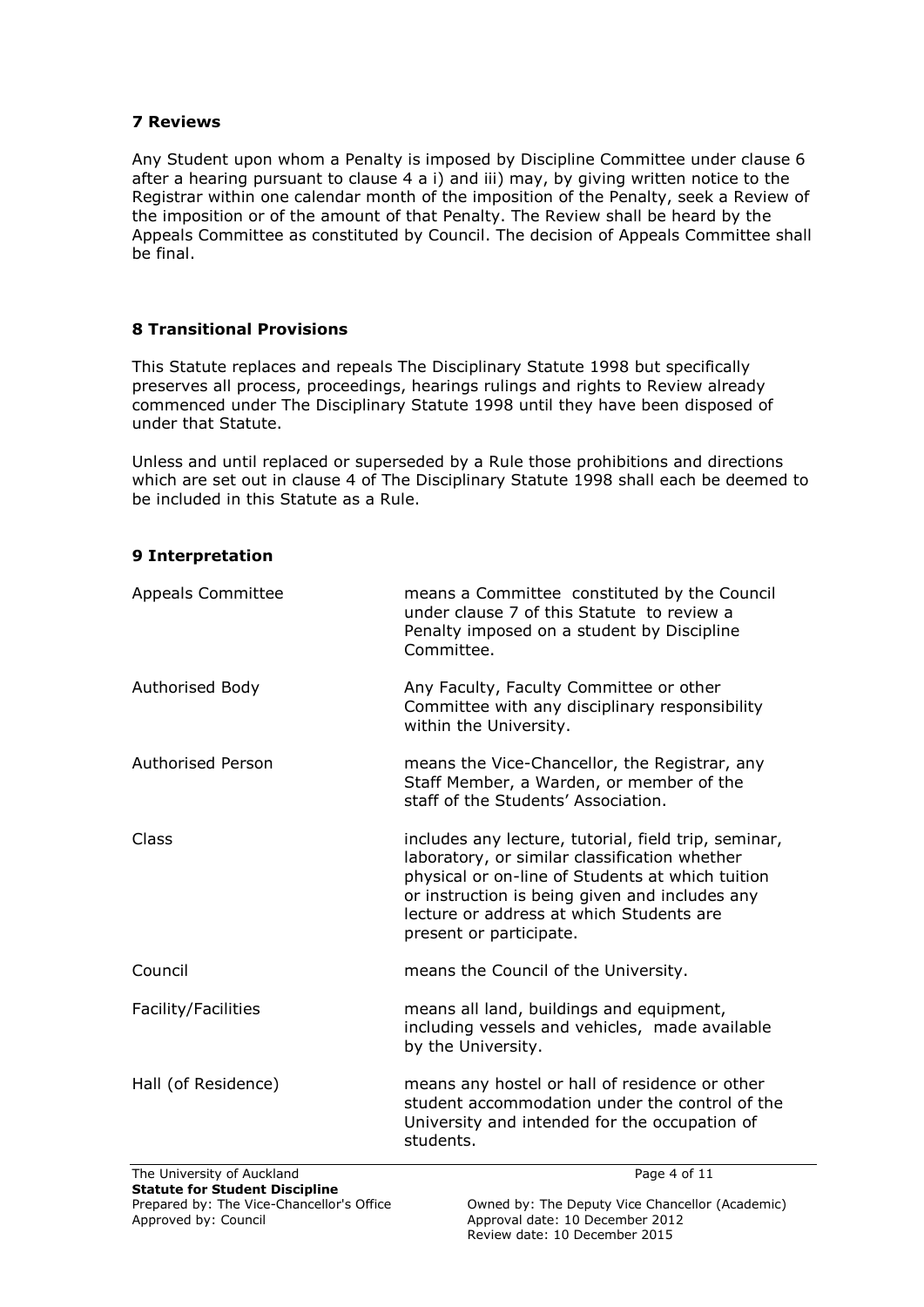## 7 Reviews

Any Student upon whom a Penalty is imposed by Discipline Committee under clause 6 after a hearing pursuant to clause 4 a i) and iii) may, by giving written notice to the Registrar within one calendar month of the imposition of the Penalty, seek a Review of the imposition or of the amount of that Penalty. The Review shall be heard by the Appeals Committee as constituted by Council. The decision of Appeals Committee shall be final.

## 8 Transitional Provisions

This Statute replaces and repeals The Disciplinary Statute 1998 but specifically preserves all process, proceedings, hearings rulings and rights to Review already commenced under The Disciplinary Statute 1998 until they have been disposed of under that Statute.

Unless and until replaced or superseded by a Rule those prohibitions and directions which are set out in clause 4 of The Disciplinary Statute 1998 shall each be deemed to be included in this Statute as a Rule.

## 9 Interpretation

| | |
|---|---|
| Appeals Committee | means a Committee constituted by the Council under clause 7 of this Statute to review a Penalty imposed on a student by Discipline Committee. |
| Authorised Body | Any Faculty, Faculty Committee or other Committee with any disciplinary responsibility within the University. |
| Authorised Person | means the Vice-Chancellor, the Registrar, any Staff Member, a Warden, or member of the staff of the Students' Association. |
| Class | includes any lecture, tutorial, field trip, seminar, laboratory, or similar classification whether physical or on-line of Students at which tuition or instruction is being given and includes any lecture or address at which Students are present or participate. |
| Council | means the Council of the University. |
| Facility/Facilities | means all land, buildings and equipment, including vessels and vehicles, made available by the University. |
| Hall (of Residence) | means any hostel or hall of residence or other student accommodation under the control of the University and intended for the occupation of students. |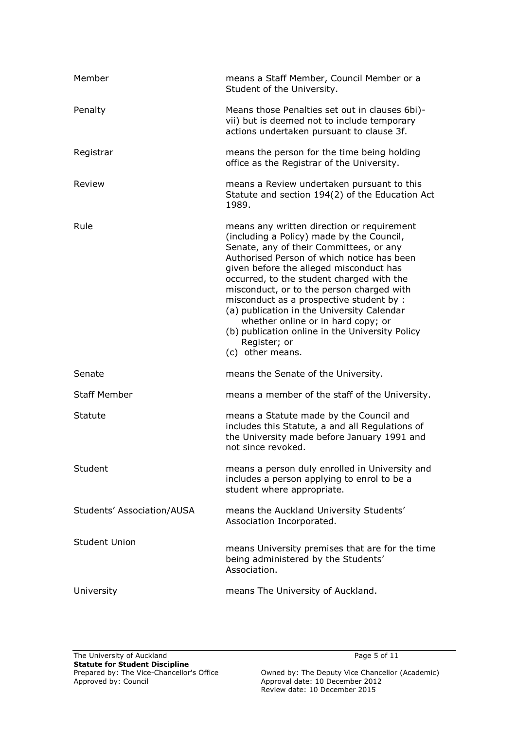| | |
|---|---|
| Member | means a Staff Member, Council Member or a Student of the University. |
| Penalty | Means those Penalties set out in clauses 6bi)-vii) but is deemed not to include temporary actions undertaken pursuant to clause 3f. |
| Registrar | means the person for the time being holding office as the Registrar of the University. |
| Review | means a Review undertaken pursuant to this Statute and section 194(2) of the Education Act 1989. |
| Rule | means any written direction or requirement (including a Policy) made by the Council, Senate, any of their Committees, or any Authorised Person of which notice has been given before the alleged misconduct has occurred, to the student charged with the misconduct, or to the person charged with misconduct as a prospective student by :<br>(a) publication in the University Calendar whether online or in hard copy; or<br>(b) publication online in the University Policy Register; or<br>(c) other means. |
| Senate | means the Senate of the University. |
| Staff Member | means a member of the staff of the University. |
| Statute | means a Statute made by the Council and includes this Statute, a and all Regulations of the University made before January 1991 and not since revoked. |
| Student | means a person duly enrolled in University and includes a person applying to enrol to be a student where appropriate. |
| Students' Association/AUSA | means the Auckland University Students' Association Incorporated. |
| Student Union | means University premises that are for the time being administered by the Students' Association. |
| University | means The University of Auckland. |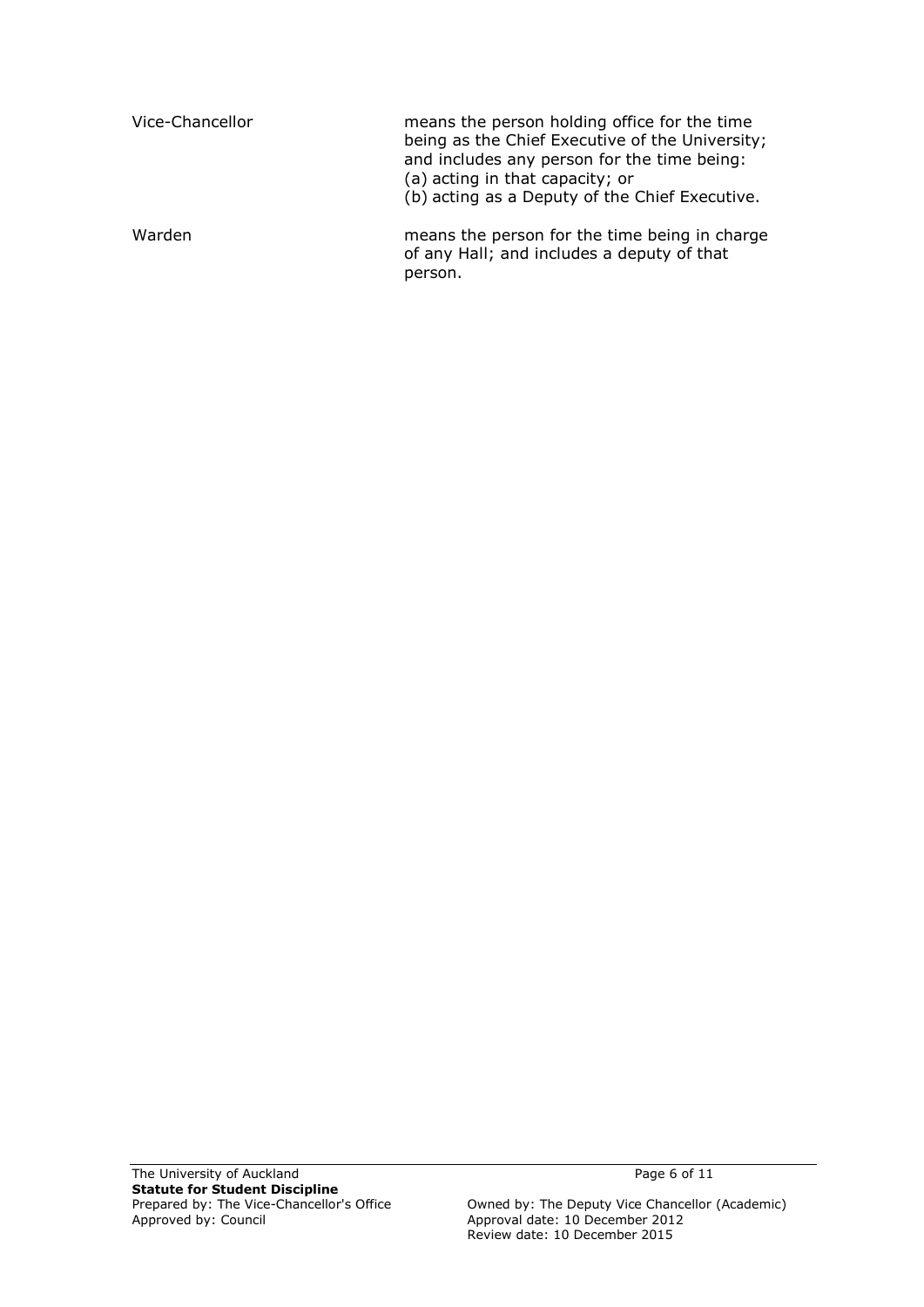| | |
|---|---|
| Vice-Chancellor | means the person holding office for the time being as the Chief Executive of the University; and includes any person for the time being:<br>(a) acting in that capacity; or<br>(b) acting as a Deputy of the Chief Executive. |
| Warden | means the person for the time being in charge of any Hall; and includes a deputy of that person. |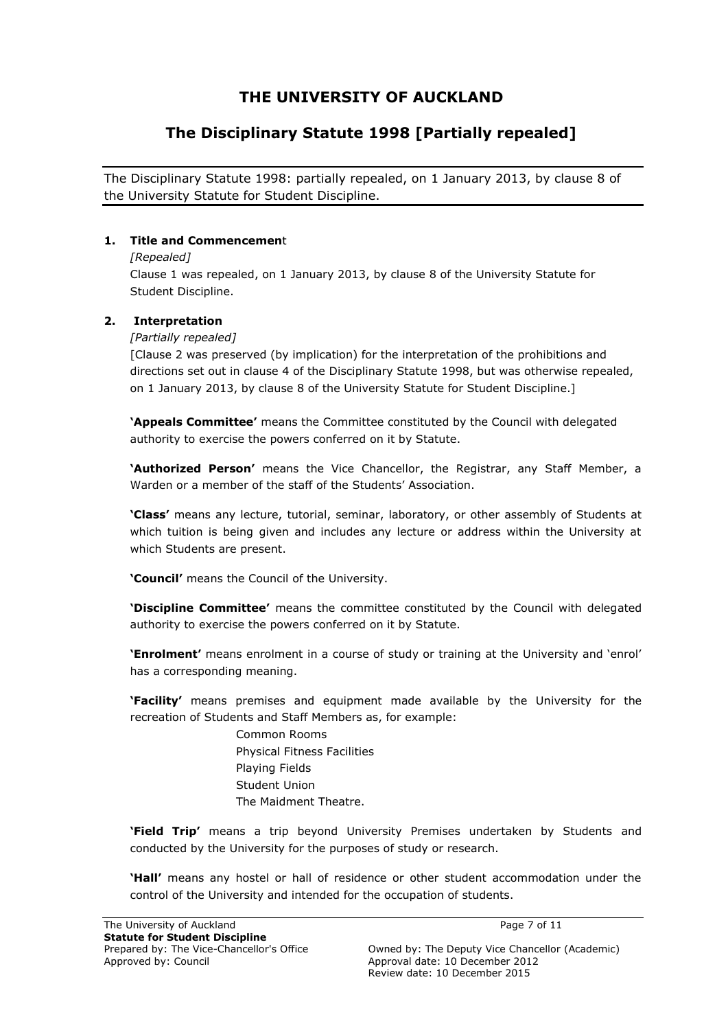# THE UNIVERSITY OF AUCKLAND

## The Disciplinary Statute 1998 [Partially repealed]

The Disciplinary Statute 1998: partially repealed, on 1 January 2013, by clause 8 of the University Statute for Student Discipline.

### 1. Title and Commencement

*[Repealed]*

Clause 1 was repealed, on 1 January 2013, by clause 8 of the University Statute for Student Discipline.

### 2. Interpretation

*[Partially repealed]*

[Clause 2 was preserved (by implication) for the interpretation of the prohibitions and directions set out in clause 4 of the Disciplinary Statute 1998, but was otherwise repealed, on 1 January 2013, by clause 8 of the University Statute for Student Discipline.]

**'Appeals Committee'** means the Committee constituted by the Council with delegated authority to exercise the powers conferred on it by Statute.

**'Authorized Person'** means the Vice Chancellor, the Registrar, any Staff Member, a Warden or a member of the staff of the Students' Association.

**'Class'** means any lecture, tutorial, seminar, laboratory, or other assembly of Students at which tuition is being given and includes any lecture or address within the University at which Students are present.

**'Council'** means the Council of the University.

**'Discipline Committee'** means the committee constituted by the Council with delegated authority to exercise the powers conferred on it by Statute.

**'Enrolment'** means enrolment in a course of study or training at the University and 'enrol' has a corresponding meaning.

**'Facility'** means premises and equipment made available by the University for the recreation of Students and Staff Members as, for example:

Common Rooms
Physical Fitness Facilities
Playing Fields
Student Union
The Maidment Theatre.

**'Field Trip'** means a trip beyond University Premises undertaken by Students and conducted by the University for the purposes of study or research.

**'Hall'** means any hostel or hall of residence or other student accommodation under the control of the University and intended for the occupation of students.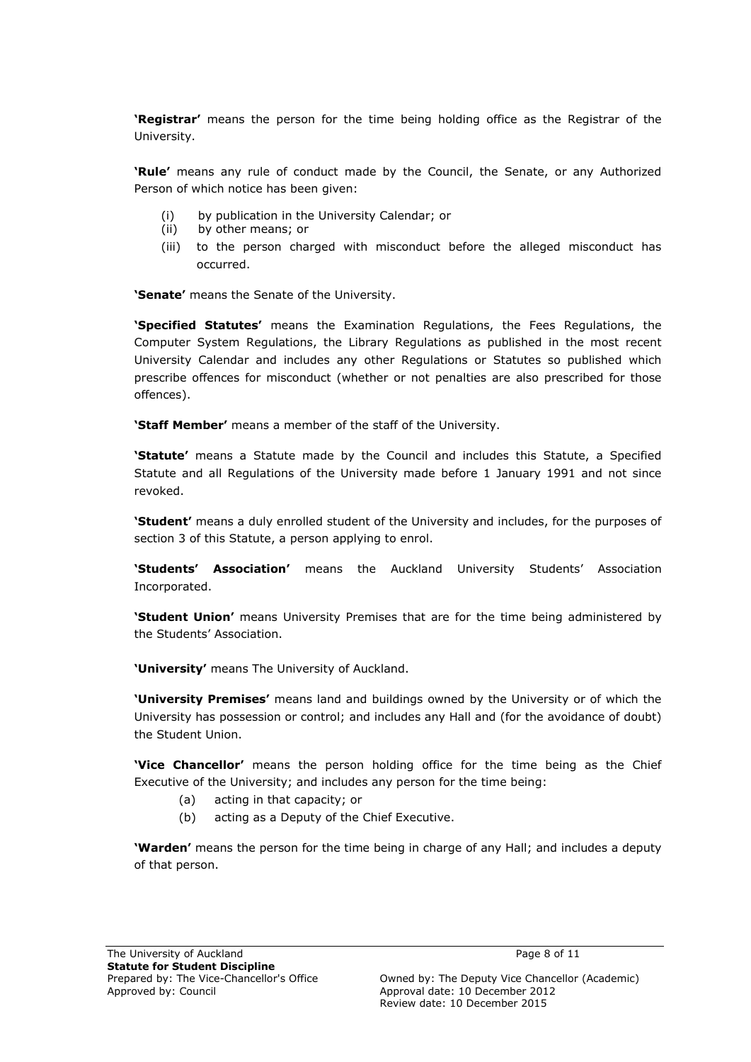**'Registrar'** means the person for the time being holding office as the Registrar of the University.

**'Rule'** means any rule of conduct made by the Council, the Senate, or any Authorized Person of which notice has been given:

- (i) by publication in the University Calendar; or
- (ii) by other means; or
- (iii) to the person charged with misconduct before the alleged misconduct has occurred.

**'Senate'** means the Senate of the University.

**'Specified Statutes'** means the Examination Regulations, the Fees Regulations, the Computer System Regulations, the Library Regulations as published in the most recent University Calendar and includes any other Regulations or Statutes so published which prescribe offences for misconduct (whether or not penalties are also prescribed for those offences).

**'Staff Member'** means a member of the staff of the University.

**'Statute'** means a Statute made by the Council and includes this Statute, a Specified Statute and all Regulations of the University made before 1 January 1991 and not since revoked.

**'Student'** means a duly enrolled student of the University and includes, for the purposes of section 3 of this Statute, a person applying to enrol.

**'Students' Association'** means the Auckland University Students' Association Incorporated.

**'Student Union'** means University Premises that are for the time being administered by the Students' Association.

**'University'** means The University of Auckland.

**'University Premises'** means land and buildings owned by the University or of which the University has possession or control; and includes any Hall and (for the avoidance of doubt) the Student Union.

**'Vice Chancellor'** means the person holding office for the time being as the Chief Executive of the University; and includes any person for the time being:

- (a) acting in that capacity; or
- (b) acting as a Deputy of the Chief Executive.

**'Warden'** means the person for the time being in charge of any Hall; and includes a deputy of that person.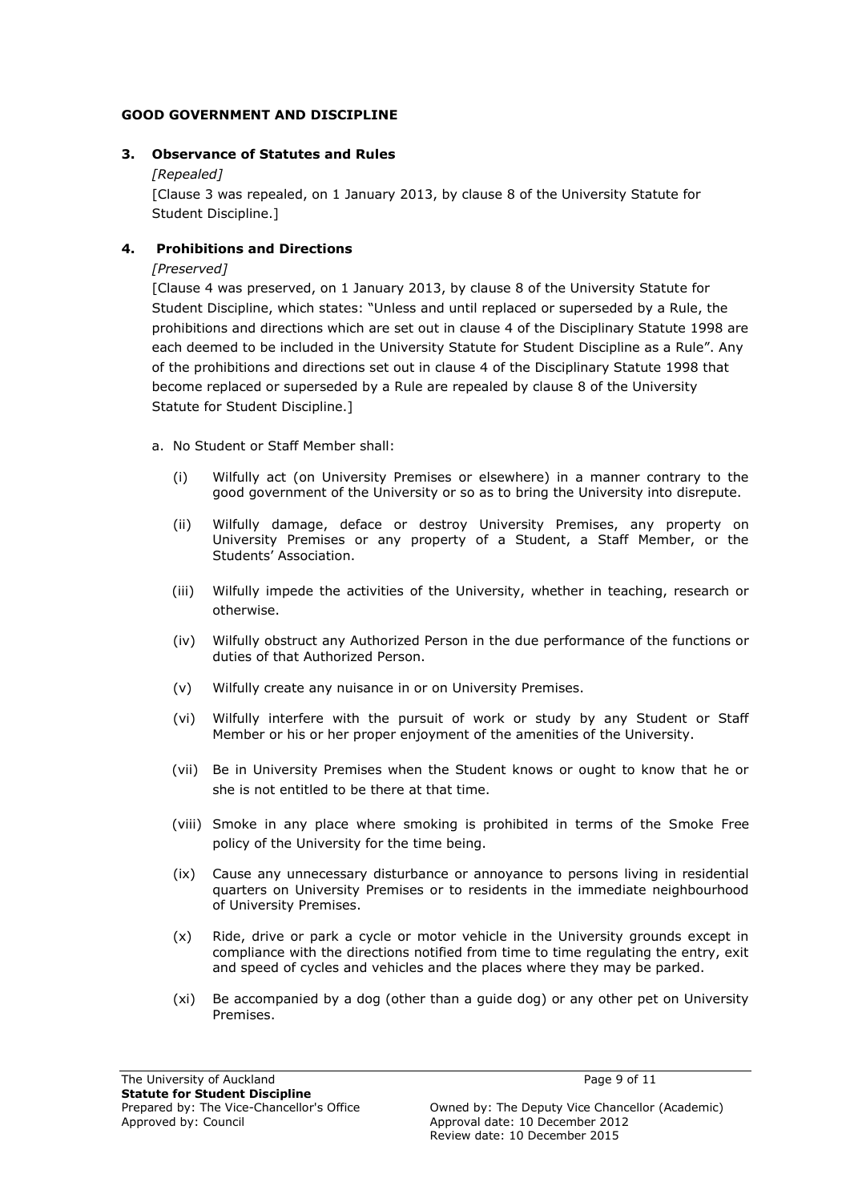## GOOD GOVERNMENT AND DISCIPLINE

### 3. Observance of Statutes and Rules

*[Repealed]*

[Clause 3 was repealed, on 1 January 2013, by clause 8 of the University Statute for Student Discipline.]

### 4. Prohibitions and Directions

*[Preserved]*

[Clause 4 was preserved, on 1 January 2013, by clause 8 of the University Statute for Student Discipline, which states: "Unless and until replaced or superseded by a Rule, the prohibitions and directions which are set out in clause 4 of the Disciplinary Statute 1998 are each deemed to be included in the University Statute for Student Discipline as a Rule". Any of the prohibitions and directions set out in clause 4 of the Disciplinary Statute 1998 that become replaced or superseded by a Rule are repealed by clause 8 of the University Statute for Student Discipline.]

a. No Student or Staff Member shall:

- (i) Wilfully act (on University Premises or elsewhere) in a manner contrary to the good government of the University or so as to bring the University into disrepute.
- (ii) Wilfully damage, deface or destroy University Premises, any property on University Premises or any property of a Student, a Staff Member, or the Students' Association.
- (iii) Wilfully impede the activities of the University, whether in teaching, research or otherwise.
- (iv) Wilfully obstruct any Authorized Person in the due performance of the functions or duties of that Authorized Person.
- (v) Wilfully create any nuisance in or on University Premises.
- (vi) Wilfully interfere with the pursuit of work or study by any Student or Staff Member or his or her proper enjoyment of the amenities of the University.
- (vii) Be in University Premises when the Student knows or ought to know that he or she is not entitled to be there at that time.
- (viii) Smoke in any place where smoking is prohibited in terms of the Smoke Free policy of the University for the time being.
- (ix) Cause any unnecessary disturbance or annoyance to persons living in residential quarters on University Premises or to residents in the immediate neighbourhood of University Premises.
- (x) Ride, drive or park a cycle or motor vehicle in the University grounds except in compliance with the directions notified from time to time regulating the entry, exit and speed of cycles and vehicles and the places where they may be parked.
- (xi) Be accompanied by a dog (other than a guide dog) or any other pet on University Premises.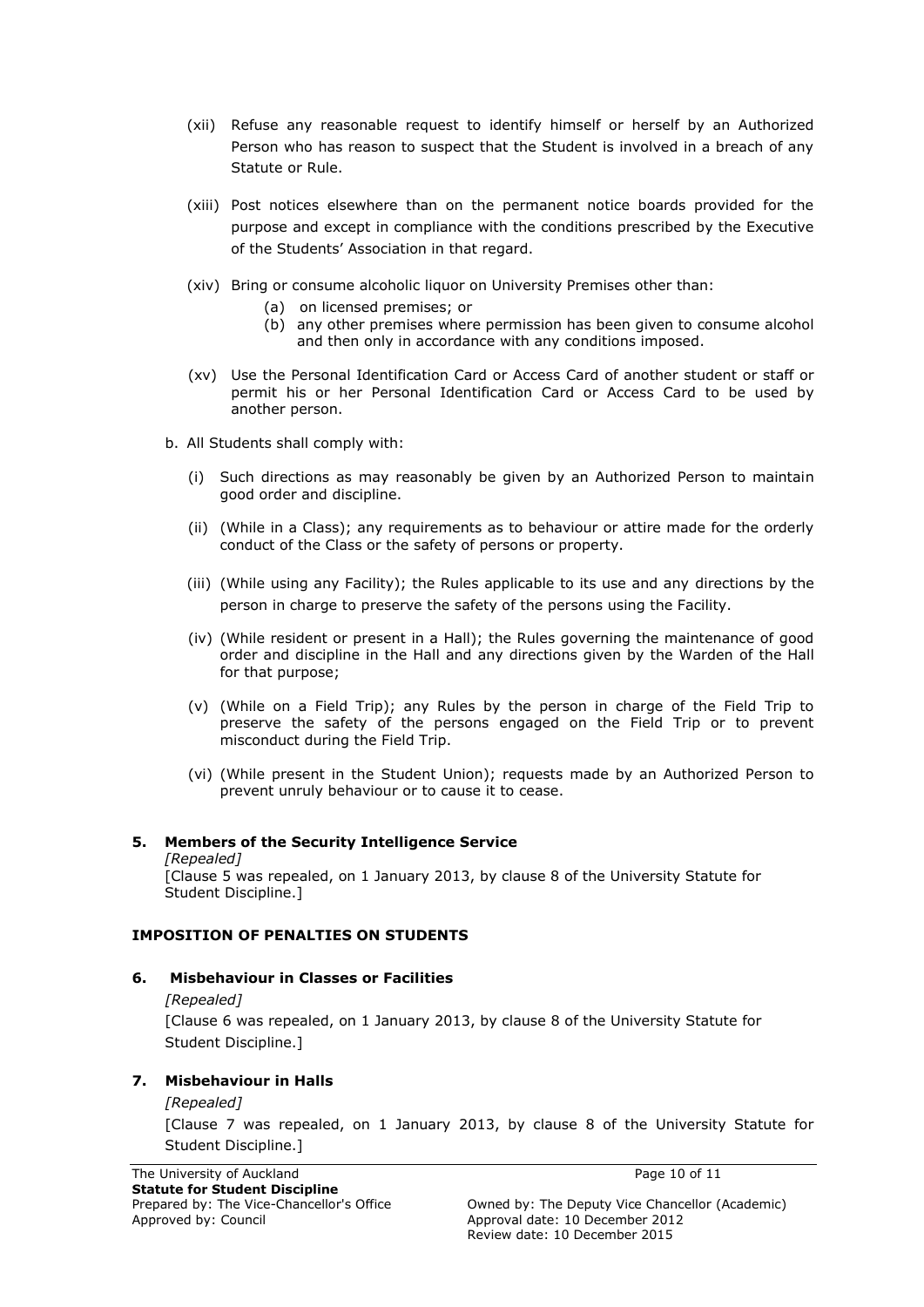(xii) Refuse any reasonable request to identify himself or herself by an Authorized Person who has reason to suspect that the Student is involved in a breach of any Statute or Rule.

(xiii) Post notices elsewhere than on the permanent notice boards provided for the purpose and except in compliance with the conditions prescribed by the Executive of the Students' Association in that regard.

(xiv) Bring or consume alcoholic liquor on University Premises other than:

- (a) on licensed premises; or
- (b) any other premises where permission has been given to consume alcohol and then only in accordance with any conditions imposed.

(xv) Use the Personal Identification Card or Access Card of another student or staff or permit his or her Personal Identification Card or Access Card to be used by another person.

b. All Students shall comply with:

(i) Such directions as may reasonably be given by an Authorized Person to maintain good order and discipline.

(ii) (While in a Class); any requirements as to behaviour or attire made for the orderly conduct of the Class or the safety of persons or property.

(iii) (While using any Facility); the Rules applicable to its use and any directions by the person in charge to preserve the safety of the persons using the Facility.

(iv) (While resident or present in a Hall); the Rules governing the maintenance of good order and discipline in the Hall and any directions given by the Warden of the Hall for that purpose;

(v) (While on a Field Trip); any Rules by the person in charge of the Field Trip to preserve the safety of the persons engaged on the Field Trip or to prevent misconduct during the Field Trip.

(vi) (While present in the Student Union); requests made by an Authorized Person to prevent unruly behaviour or to cause it to cease.

### 5. Members of the Security Intelligence Service

*[Repealed]*

[Clause 5 was repealed, on 1 January 2013, by clause 8 of the University Statute for Student Discipline.]

## IMPOSITION OF PENALTIES ON STUDENTS

### 6. Misbehaviour in Classes or Facilities

*[Repealed]*

[Clause 6 was repealed, on 1 January 2013, by clause 8 of the University Statute for Student Discipline.]

### 7. Misbehaviour in Halls

*[Repealed]*

[Clause 7 was repealed, on 1 January 2013, by clause 8 of the University Statute for Student Discipline.]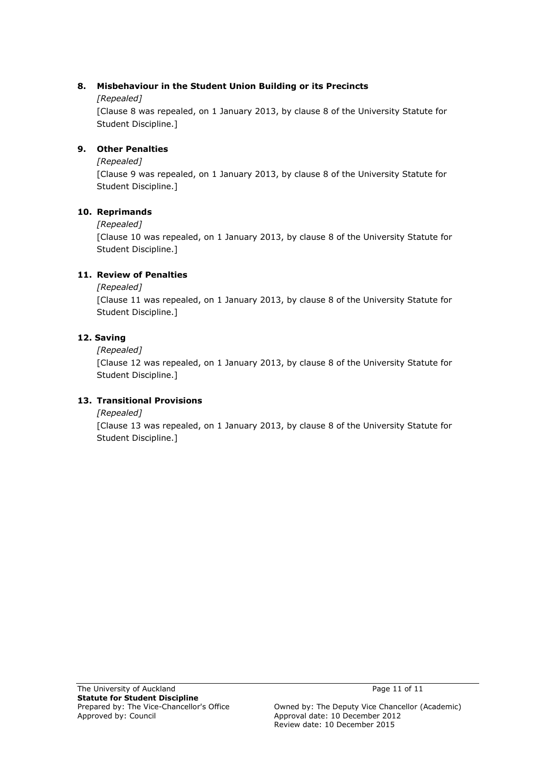### 8. Misbehaviour in the Student Union Building or its Precincts

*[Repealed]*

[Clause 8 was repealed, on 1 January 2013, by clause 8 of the University Statute for Student Discipline.]

### 9. Other Penalties

*[Repealed]*

[Clause 9 was repealed, on 1 January 2013, by clause 8 of the University Statute for Student Discipline.]

### 10. Reprimands

*[Repealed]*

[Clause 10 was repealed, on 1 January 2013, by clause 8 of the University Statute for Student Discipline.]

### 11. Review of Penalties

*[Repealed]*

[Clause 11 was repealed, on 1 January 2013, by clause 8 of the University Statute for Student Discipline.]

### 12. Saving

*[Repealed]*

[Clause 12 was repealed, on 1 January 2013, by clause 8 of the University Statute for Student Discipline.]

### 13. Transitional Provisions

*[Repealed]*

[Clause 13 was repealed, on 1 January 2013, by clause 8 of the University Statute for Student Discipline.]